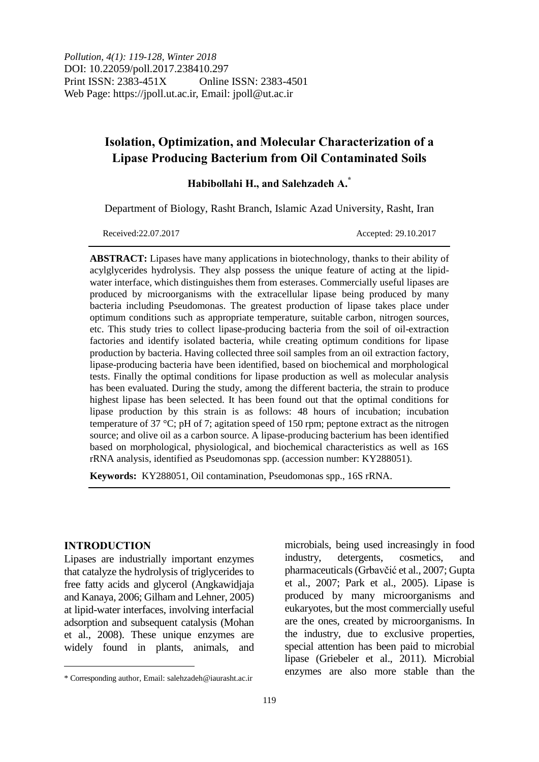*Pollution, 4(1): 119-128, Winter 2018*
DOI: 10.22059/poll.2017.238410.297
Print ISSN: 2383-451X Online ISSN: 2383-4501
Web Page: https://jpoll.ut.ac.ir, Email: jpoll@ut.ac.ir

# Isolation, Optimization, and Molecular Characterization of a Lipase Producing Bacterium from Oil Contaminated Soils

**Habibollahi H., and Salehzadeh A.***

Department of Biology, Rasht Branch, Islamic Azad University, Rasht, Iran

Received:22.07.2017 Accepted: 29.10.2017

**ABSTRACT:** Lipases have many applications in biotechnology, thanks to their ability of acylglycerides hydrolysis. They alsp possess the unique feature of acting at the lipid-water interface, which distinguishes them from esterases. Commercially useful lipases are produced by microorganisms with the extracellular lipase being produced by many bacteria including Pseudomonas. The greatest production of lipase takes place under optimum conditions such as appropriate temperature, suitable carbon, nitrogen sources, etc. This study tries to collect lipase-producing bacteria from the soil of oil-extraction factories and identify isolated bacteria, while creating optimum conditions for lipase production by bacteria. Having collected three soil samples from an oil extraction factory, lipase-producing bacteria have been identified, based on biochemical and morphological tests. Finally the optimal conditions for lipase production as well as molecular analysis has been evaluated. During the study, among the different bacteria, the strain to produce highest lipase has been selected. It has been found out that the optimal conditions for lipase production by this strain is as follows: 48 hours of incubation; incubation temperature of 37 °C; pH of 7; agitation speed of 150 rpm; peptone extract as the nitrogen source; and olive oil as a carbon source. A lipase-producing bacterium has been identified based on morphological, physiological, and biochemical characteristics as well as 16S rRNA analysis, identified as Pseudomonas spp. (accession number: KY288051).

**Keywords:** KY288051, Oil contamination, Pseudomonas spp., 16S rRNA.

## INTRODUCTION

Lipases are industrially important enzymes that catalyze the hydrolysis of triglycerides to free fatty acids and glycerol (Angkawidjaja and Kanaya, 2006; Gilham and Lehner, 2005) at lipid-water interfaces, involving interfacial adsorption and subsequent catalysis (Mohan et al., 2008). These unique enzymes are widely found in plants, animals, and microbials, being used increasingly in food industry, detergents, cosmetics, and pharmaceuticals (Grbavčić et al., 2007; Gupta et al., 2007; Park et al., 2005). Lipase is produced by many microorganisms and eukaryotes, but the most commercially useful are the ones, created by microorganisms. In the industry, due to exclusive properties, special attention has been paid to microbial lipase (Griebeler et al., 2011). Microbial enzymes are also more stable than the

\* Corresponding author, Email: salehzadeh@iaurasht.ac.ir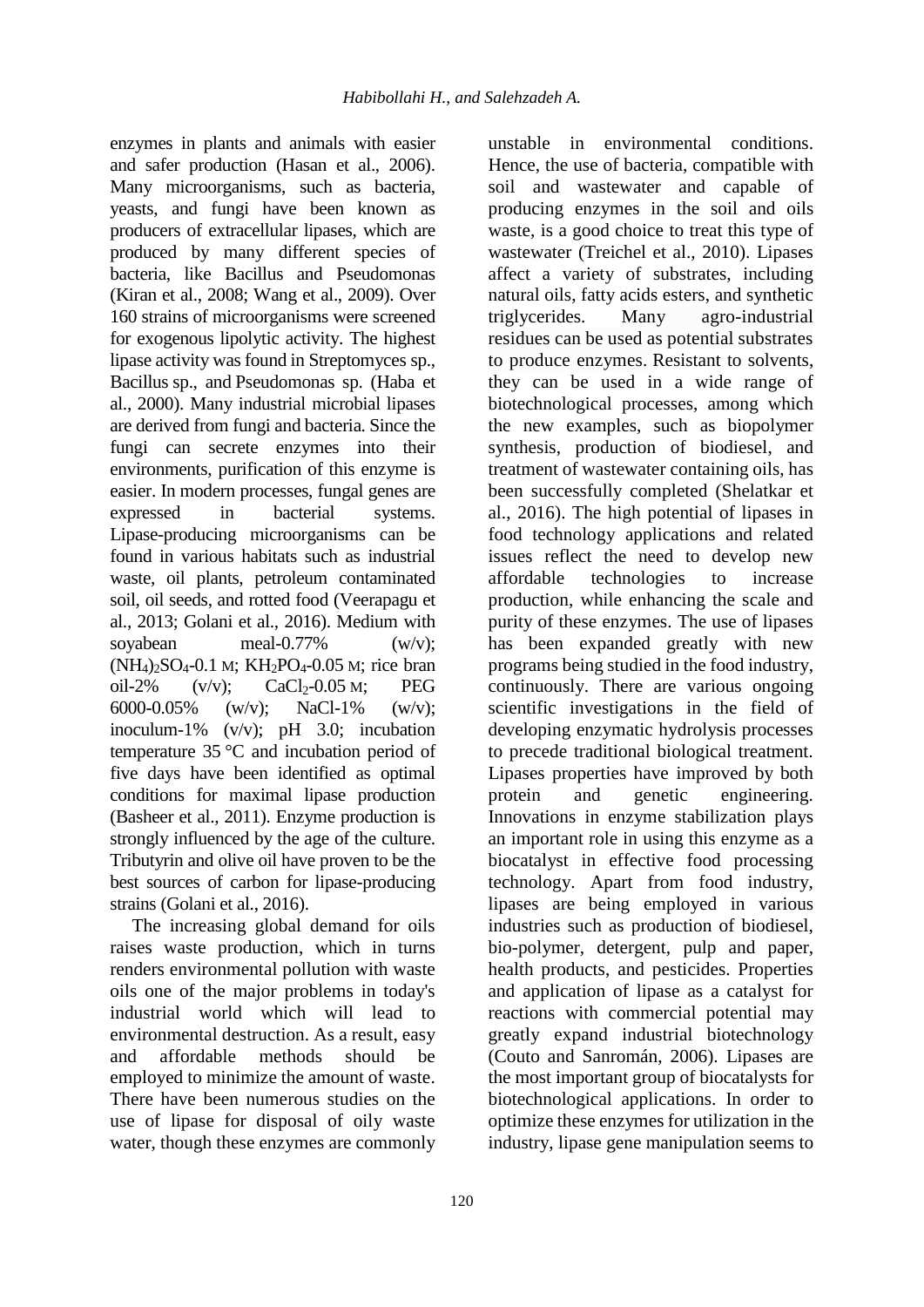enzymes in plants and animals with easier and safer production (Hasan et al., 2006). Many microorganisms, such as bacteria, yeasts, and fungi have been known as producers of extracellular lipases, which are produced by many different species of bacteria, like Bacillus and Pseudomonas (Kiran et al., 2008; Wang et al., 2009). Over 160 strains of microorganisms were screened for exogenous lipolytic activity. The highest lipase activity was found in Streptomyces sp., Bacillus sp., and Pseudomonas sp. (Haba et al., 2000). Many industrial microbial lipases are derived from fungi and bacteria. Since the fungi can secrete enzymes into their environments, purification of this enzyme is easier. In modern processes, fungal genes are expressed in bacterial systems. Lipase-producing microorganisms can be found in various habitats such as industrial waste, oil plants, petroleum contaminated soil, oil seeds, and rotted food (Veerapagu et al., 2013; Golani et al., 2016). Medium with soyabean meal-0.77% (w/v); $(NH_4)_2SO_4$-0.1 M; $KH_2PO_4$-0.05 M; rice bran oil-2% (v/v); $CaCl_2$-0.05 M; PEG 6000-0.05% (w/v); NaCl-1% (w/v); inoculum-1% (v/v); pH 3.0; incubation temperature 35 °C and incubation period of five days have been identified as optimal conditions for maximal lipase production (Basheer et al., 2011). Enzyme production is strongly influenced by the age of the culture. Tributyrin and olive oil have proven to be the best sources of carbon for lipase-producing strains (Golani et al., 2016).

The increasing global demand for oils raises waste production, which in turns renders environmental pollution with waste oils one of the major problems in today's industrial world which will lead to environmental destruction. As a result, easy and affordable methods should be employed to minimize the amount of waste. There have been numerous studies on the use of lipase for disposal of oily waste water, though these enzymes are commonly unstable in environmental conditions. Hence, the use of bacteria, compatible with soil and wastewater and capable of producing enzymes in the soil and oils waste, is a good choice to treat this type of wastewater (Treichel et al., 2010). Lipases affect a variety of substrates, including natural oils, fatty acids esters, and synthetic triglycerides. Many agro-industrial residues can be used as potential substrates to produce enzymes. Resistant to solvents, they can be used in a wide range of biotechnological processes, among which the new examples, such as biopolymer synthesis, production of biodiesel, and treatment of wastewater containing oils, has been successfully completed (Shelatkar et al., 2016). The high potential of lipases in food technology applications and related issues reflect the need to develop new affordable technologies to increase production, while enhancing the scale and purity of these enzymes. The use of lipases has been expanded greatly with new programs being studied in the food industry, continuously. There are various ongoing scientific investigations in the field of developing enzymatic hydrolysis processes to precede traditional biological treatment. Lipases properties have improved by both protein and genetic engineering. Innovations in enzyme stabilization plays an important role in using this enzyme as a biocatalyst in effective food processing technology. Apart from food industry, lipases are being employed in various industries such as production of biodiesel, bio-polymer, detergent, pulp and paper, health products, and pesticides. Properties and application of lipase as a catalyst for reactions with commercial potential may greatly expand industrial biotechnology (Couto and Sanromán, 2006). Lipases are the most important group of biocatalysts for biotechnological applications. In order to optimize these enzymes for utilization in the industry, lipase gene manipulation seems to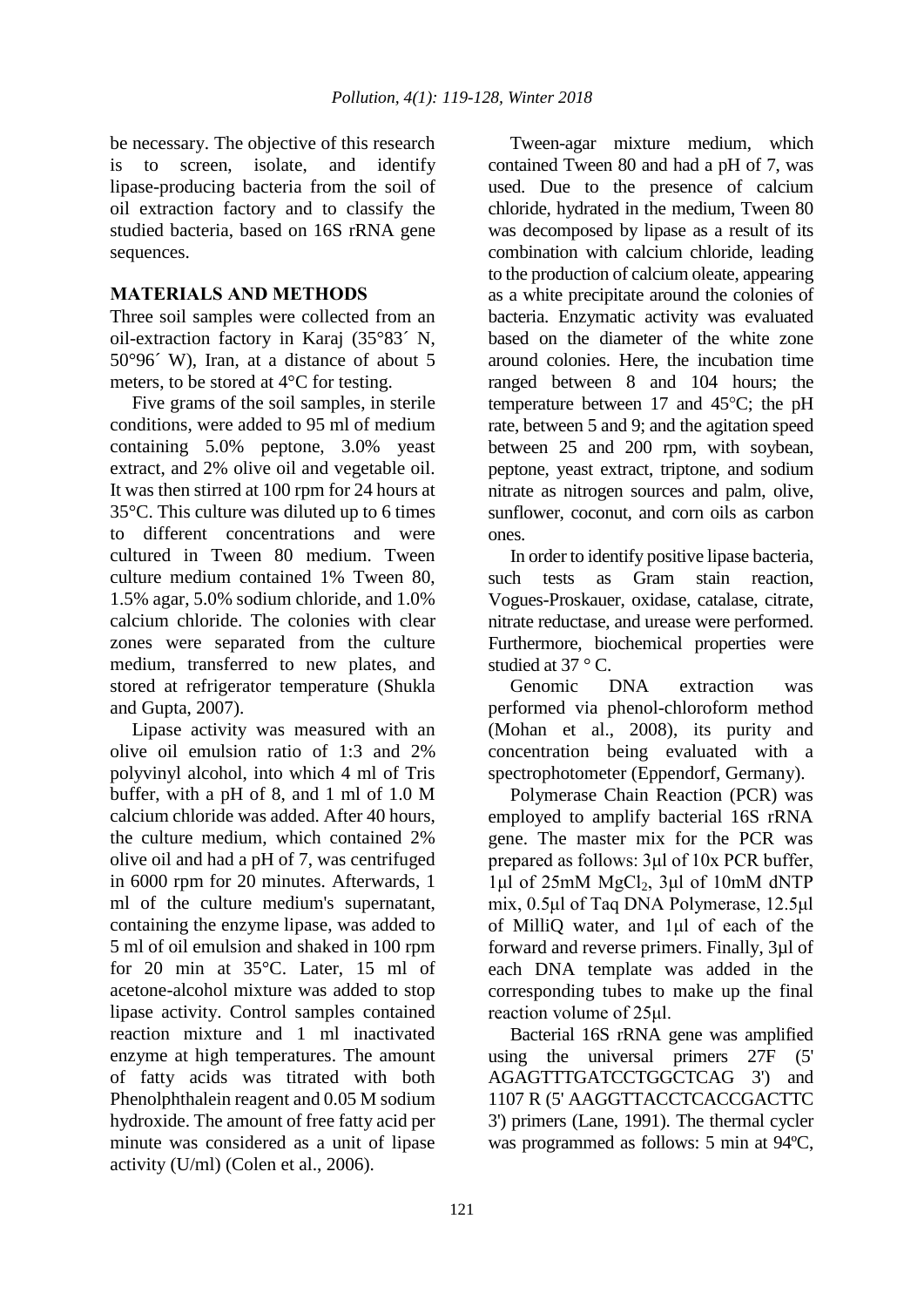be necessary. The objective of this research is to screen, isolate, and identify lipase-producing bacteria from the soil of oil extraction factory and to classify the studied bacteria, based on 16S rRNA gene sequences.

## MATERIALS AND METHODS

Three soil samples were collected from an oil-extraction factory in Karaj (35°83´ N, 50°96´ W), Iran, at a distance of about 5 meters, to be stored at 4°C for testing.

Five grams of the soil samples, in sterile conditions, were added to 95 ml of medium containing 5.0% peptone, 3.0% yeast extract, and 2% olive oil and vegetable oil. It was then stirred at 100 rpm for 24 hours at 35°C. This culture was diluted up to 6 times to different concentrations and were cultured in Tween 80 medium. Tween culture medium contained 1% Tween 80, 1.5% agar, 5.0% sodium chloride, and 1.0% calcium chloride. The colonies with clear zones were separated from the culture medium, transferred to new plates, and stored at refrigerator temperature (Shukla and Gupta, 2007).

Lipase activity was measured with an olive oil emulsion ratio of 1:3 and 2% polyvinyl alcohol, into which 4 ml of Tris buffer, with a pH of 8, and 1 ml of 1.0 M calcium chloride was added. After 40 hours, the culture medium, which contained 2% olive oil and had a pH of 7, was centrifuged in 6000 rpm for 20 minutes. Afterwards, 1 ml of the culture medium's supernatant, containing the enzyme lipase, was added to 5 ml of oil emulsion and shaked in 100 rpm for 20 min at 35°C. Later, 15 ml of acetone-alcohol mixture was added to stop lipase activity. Control samples contained reaction mixture and 1 ml inactivated enzyme at high temperatures. The amount of fatty acids was titrated with both Phenolphthalein reagent and 0.05 M sodium hydroxide. The amount of free fatty acid per minute was considered as a unit of lipase activity (U/ml) (Colen et al., 2006).

Tween-agar mixture medium, which contained Tween 80 and had a pH of 7, was used. Due to the presence of calcium chloride, hydrated in the medium, Tween 80 was decomposed by lipase as a result of its combination with calcium chloride, leading to the production of calcium oleate, appearing as a white precipitate around the colonies of bacteria. Enzymatic activity was evaluated based on the diameter of the white zone around colonies. Here, the incubation time ranged between 8 and 104 hours; the temperature between 17 and 45°C; the pH rate, between 5 and 9; and the agitation speed between 25 and 200 rpm, with soybean, peptone, yeast extract, triptone, and sodium nitrate as nitrogen sources and palm, olive, sunflower, coconut, and corn oils as carbon ones.

In order to identify positive lipase bacteria, such tests as Gram stain reaction, Vogues-Proskauer, oxidase, catalase, citrate, nitrate reductase, and urease were performed. Furthermore, biochemical properties were studied at 37 ° C.

Genomic DNA extraction was performed via phenol-chloroform method (Mohan et al., 2008), its purity and concentration being evaluated with a spectrophotometer (Eppendorf, Germany).

Polymerase Chain Reaction (PCR) was employed to amplify bacterial 16S rRNA gene. The master mix for the PCR was prepared as follows: 3μl of 10x PCR buffer, 1μl of 25mM $MgCl_2$, 3μl of 10mM dNTP mix, 0.5μl of Taq DNA Polymerase, 12.5μl of MilliQ water, and 1μl of each of the forward and reverse primers. Finally, 3μl of each DNA template was added in the corresponding tubes to make up the final reaction volume of 25μl.

Bacterial 16S rRNA gene was amplified using the universal primers 27F (5' AGAGTTTGATCCTGGCTCAG 3') and 1107 R (5' AAGGTTACCTCACCGACTTC 3') primers (Lane, 1991). The thermal cycler was programmed as follows: 5 min at 94ºC,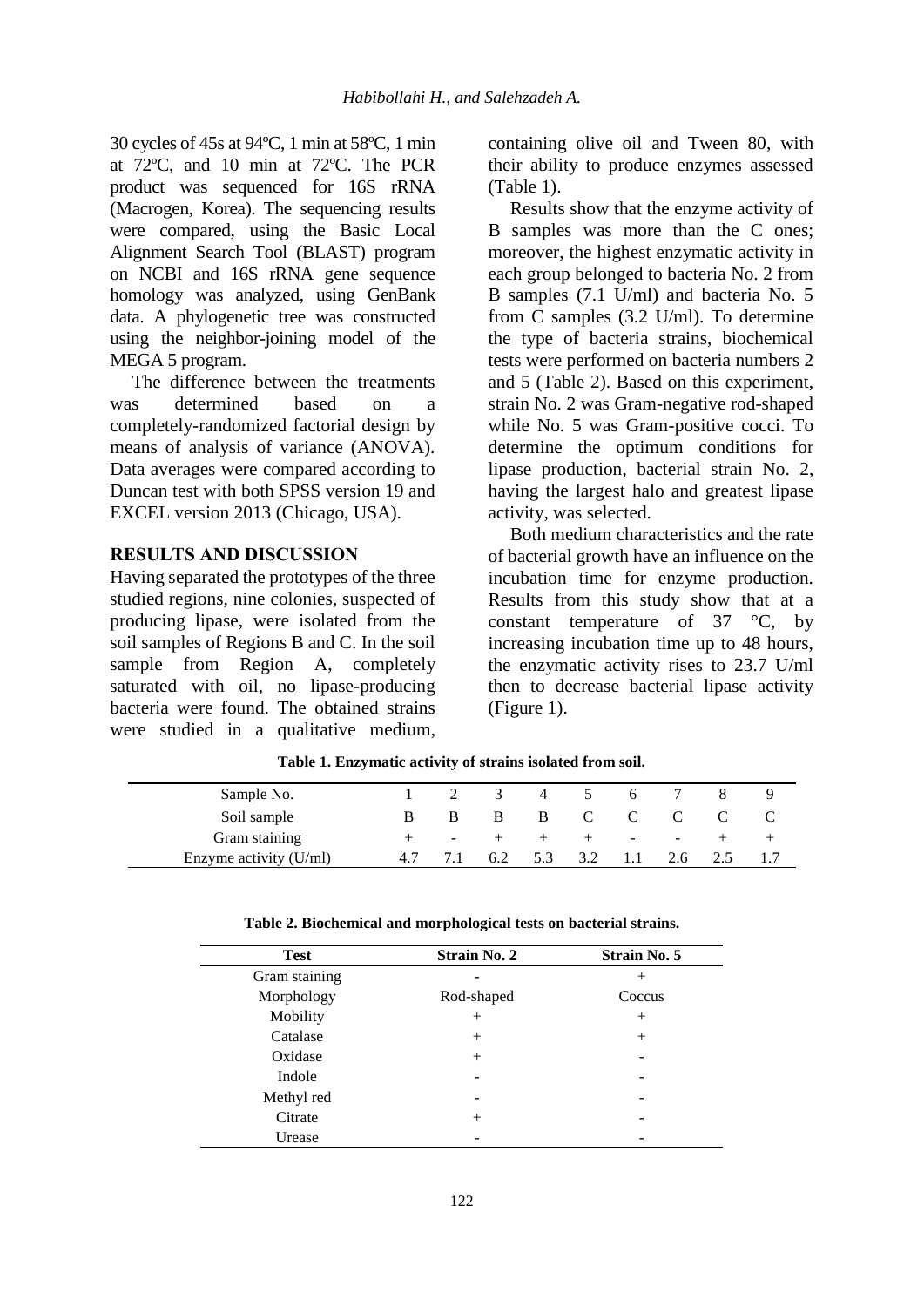30 cycles of 45s at 94ºC, 1 min at 58ºC, 1 min at 72ºC, and 10 min at 72ºC. The PCR product was sequenced for 16S rRNA (Macrogen, Korea). The sequencing results were compared, using the Basic Local Alignment Search Tool (BLAST) program on NCBI and 16S rRNA gene sequence homology was analyzed, using GenBank data. A phylogenetic tree was constructed using the neighbor-joining model of the MEGA 5 program.

The difference between the treatments was determined based on a completely-randomized factorial design by means of analysis of variance (ANOVA). Data averages were compared according to Duncan test with both SPSS version 19 and EXCEL version 2013 (Chicago, USA).

## RESULTS AND DISCUSSION

Having separated the prototypes of the three studied regions, nine colonies, suspected of producing lipase, were isolated from the soil samples of Regions B and C. In the soil sample from Region A, completely saturated with oil, no lipase-producing bacteria were found. The obtained strains were studied in a qualitative medium, containing olive oil and Tween 80, with their ability to produce enzymes assessed (Table 1).

Results show that the enzyme activity of B samples was more than the C ones; moreover, the highest enzymatic activity in each group belonged to bacteria No. 2 from B samples (7.1 U/ml) and bacteria No. 5 from C samples (3.2 U/ml). To determine the type of bacteria strains, biochemical tests were performed on bacteria numbers 2 and 5 (Table 2). Based on this experiment, strain No. 2 was Gram-negative rod-shaped while No. 5 was Gram-positive cocci. To determine the optimum conditions for lipase production, bacterial strain No. 2, having the largest halo and greatest lipase activity, was selected.

Both medium characteristics and the rate of bacterial growth have an influence on the incubation time for enzyme production. Results from this study show that at a constant temperature of 37 °C, by increasing incubation time up to 48 hours, the enzymatic activity rises to 23.7 U/ml then to decrease bacterial lipase activity (Figure 1).

**Table 1. Enzymatic activity of strains isolated from soil.**

| Sample No. | 1 | 2 | 3 | 4 | 5 | 6 | 7 | 8 | 9 |
|---|---|---|---|---|---|---|---|---|---|
| Soil sample | B | B | B | B | C | C | C | C | C |
| Gram staining | + | - | + | + | + | - | - | + | + |
| Enzyme activity (U/ml) | 4.7 | 7.1 | 6.2 | 5.3 | 3.2 | 1.1 | 2.6 | 2.5 | 1.7 |

**Table 2. Biochemical and morphological tests on bacterial strains.**

| Test | Strain No. 2 | Strain No. 5 |
|---|---|---|
| Gram staining | - | + |
| Morphology | Rod-shaped | Coccus |
| Mobility | + | + |
| Catalase | + | + |
| Oxidase | + | - |
| Indole | - | - |
| Methyl red | - | - |
| Citrate | + | - |
| Urease | - | - |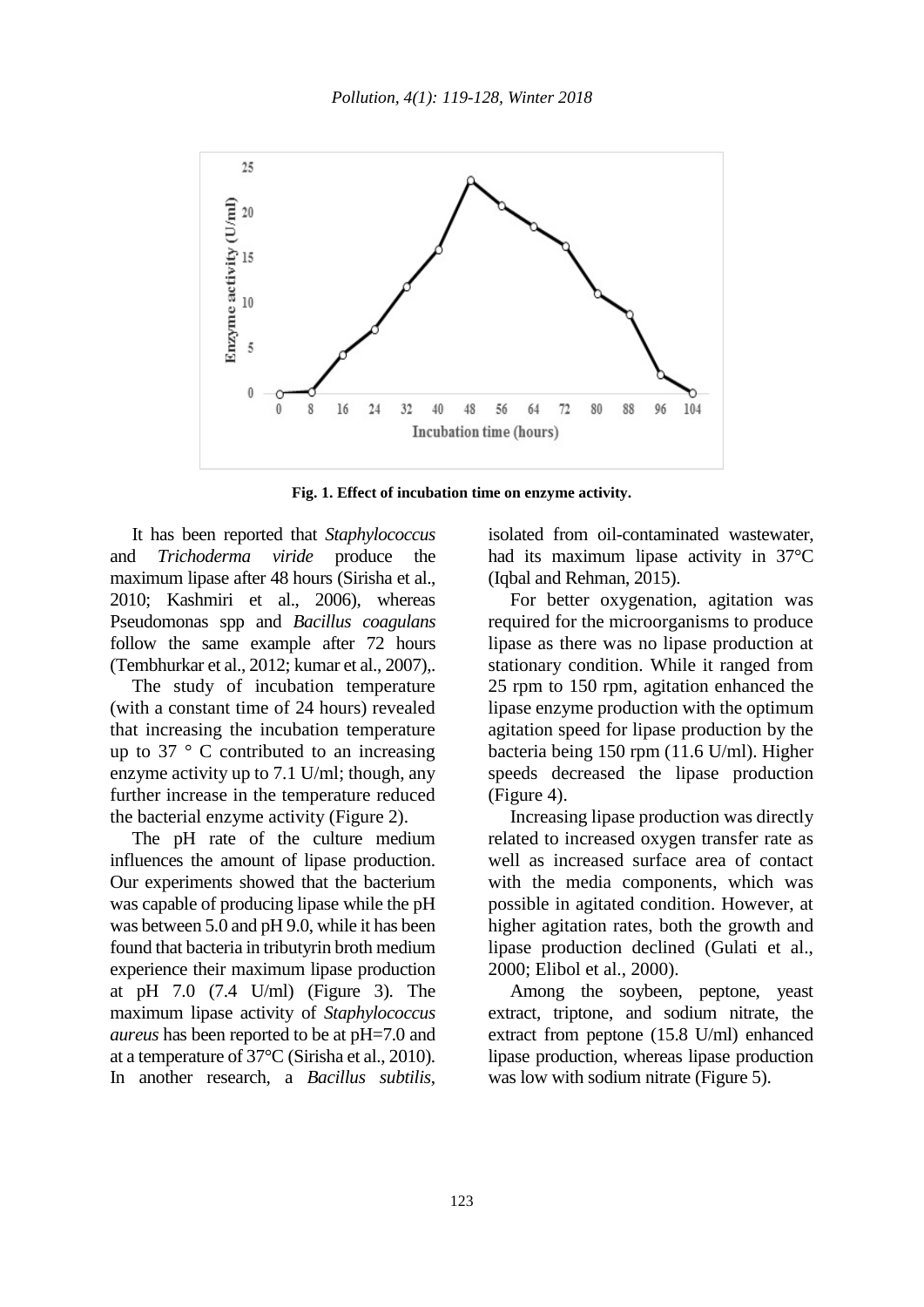Fig. 1. Effect of incubation time on enzyme activity.

It has been reported that *Staphylococcus* and *Trichoderma viride* produce the maximum lipase after 48 hours (Sirisha et al., 2010; Kashmiri et al., 2006), whereas Pseudomonas spp and *Bacillus coagulans* follow the same example after 72 hours (Tembhurkar et al., 2012; kumar et al., 2007),.

The study of incubation temperature (with a constant time of 24 hours) revealed that increasing the incubation temperature up to 37 ° C contributed to an increasing enzyme activity up to 7.1 U/ml; though, any further increase in the temperature reduced the bacterial enzyme activity (Figure 2).

The pH rate of the culture medium influences the amount of lipase production. Our experiments showed that the bacterium was capable of producing lipase while the pH was between 5.0 and pH 9.0, while it has been found that bacteria in tributyrin broth medium experience their maximum lipase production at pH 7.0 (7.4 U/ml) (Figure 3). The maximum lipase activity of *Staphylococcus aureus* has been reported to be at pH=7.0 and at a temperature of 37°C (Sirisha et al., 2010). In another research, a *Bacillus subtilis*, isolated from oil-contaminated wastewater, had its maximum lipase activity in 37°C (Iqbal and Rehman, 2015).

For better oxygenation, agitation was required for the microorganisms to produce lipase as there was no lipase production at stationary condition. While it ranged from 25 rpm to 150 rpm, agitation enhanced the lipase enzyme production with the optimum agitation speed for lipase production by the bacteria being 150 rpm (11.6 U/ml). Higher speeds decreased the lipase production (Figure 4).

Increasing lipase production was directly related to increased oxygen transfer rate as well as increased surface area of contact with the media components, which was possible in agitated condition. However, at higher agitation rates, both the growth and lipase production declined (Gulati et al., 2000; Elibol et al., 2000).

Among the soybeen, peptone, yeast extract, triptone, and sodium nitrate, the extract from peptone (15.8 U/ml) enhanced lipase production, whereas lipase production was low with sodium nitrate (Figure 5).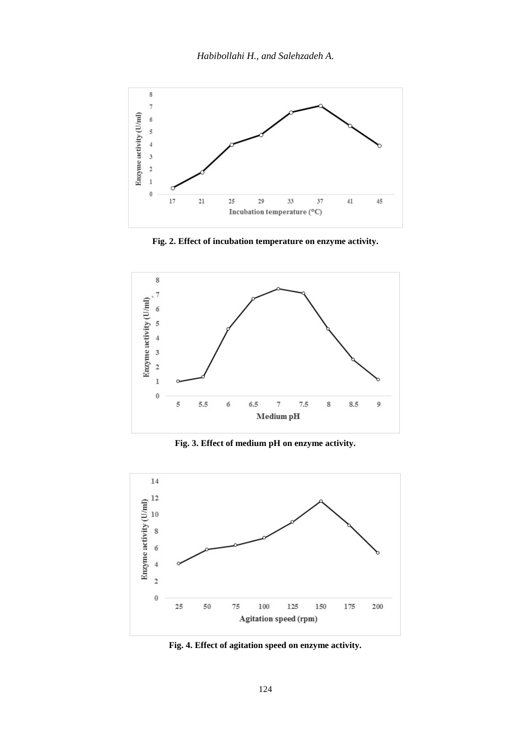Fig. 2. Effect of incubation temperature on enzyme activity.

Fig. 3. Effect of medium pH on enzyme activity.

Fig. 4. Effect of agitation speed on enzyme activity.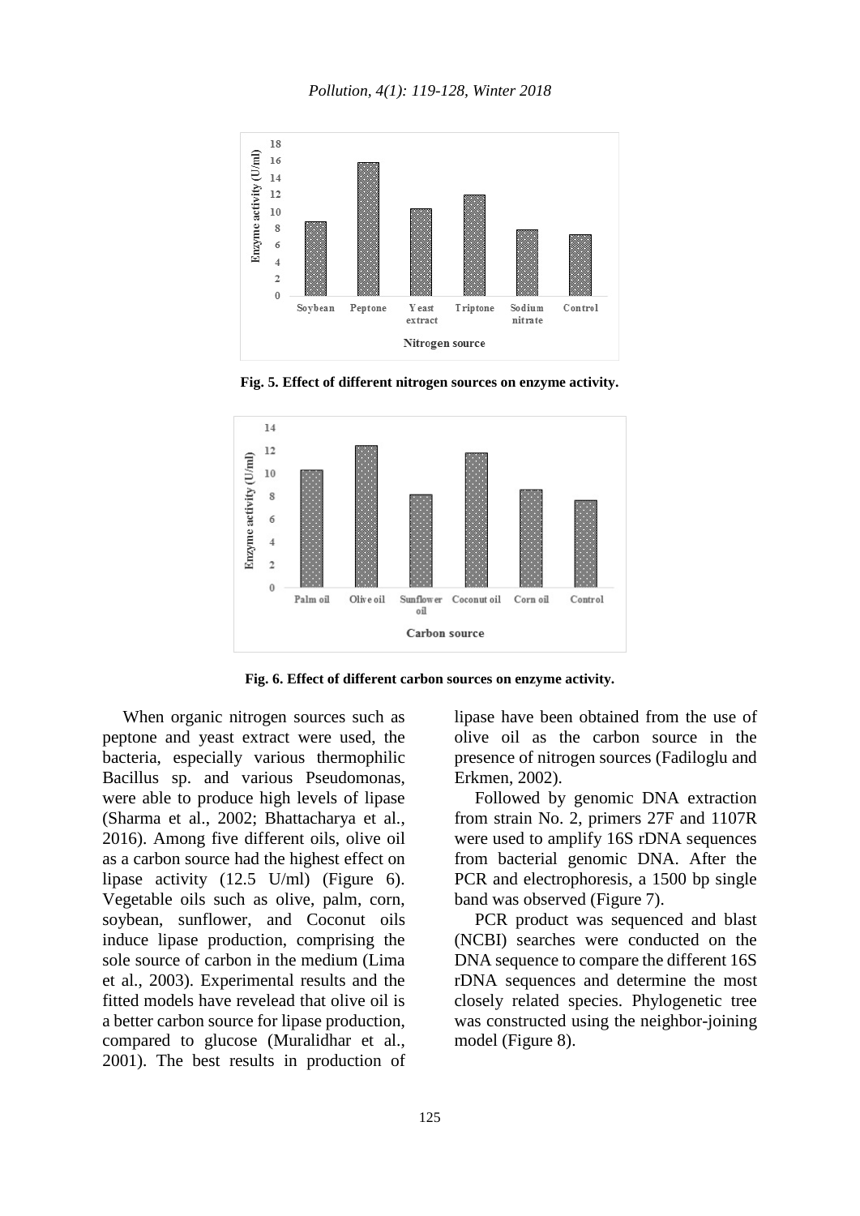Fig. 5. Effect of different nitrogen sources on enzyme activity.

Fig. 6. Effect of different carbon sources on enzyme activity.

When organic nitrogen sources such as peptone and yeast extract were used, the bacteria, especially various thermophilic Bacillus sp. and various Pseudomonas, were able to produce high levels of lipase (Sharma et al., 2002; Bhattacharya et al., 2016). Among five different oils, olive oil as a carbon source had the highest effect on lipase activity (12.5 U/ml) (Figure 6). Vegetable oils such as olive, palm, corn, soybean, sunflower, and Coconut oils induce lipase production, comprising the sole source of carbon in the medium (Lima et al., 2003). Experimental results and the fitted models have revelead that olive oil is a better carbon source for lipase production, compared to glucose (Muralidhar et al., 2001). The best results in production of lipase have been obtained from the use of olive oil as the carbon source in the presence of nitrogen sources (Fadiloglu and Erkmen, 2002).

Followed by genomic DNA extraction from strain No. 2, primers 27F and 1107R were used to amplify 16S rDNA sequences from bacterial genomic DNA. After the PCR and electrophoresis, a 1500 bp single band was observed (Figure 7).

PCR product was sequenced and blast (NCBI) searches were conducted on the DNA sequence to compare the different 16S rDNA sequences and determine the most closely related species. Phylogenetic tree was constructed using the neighbor-joining model (Figure 8).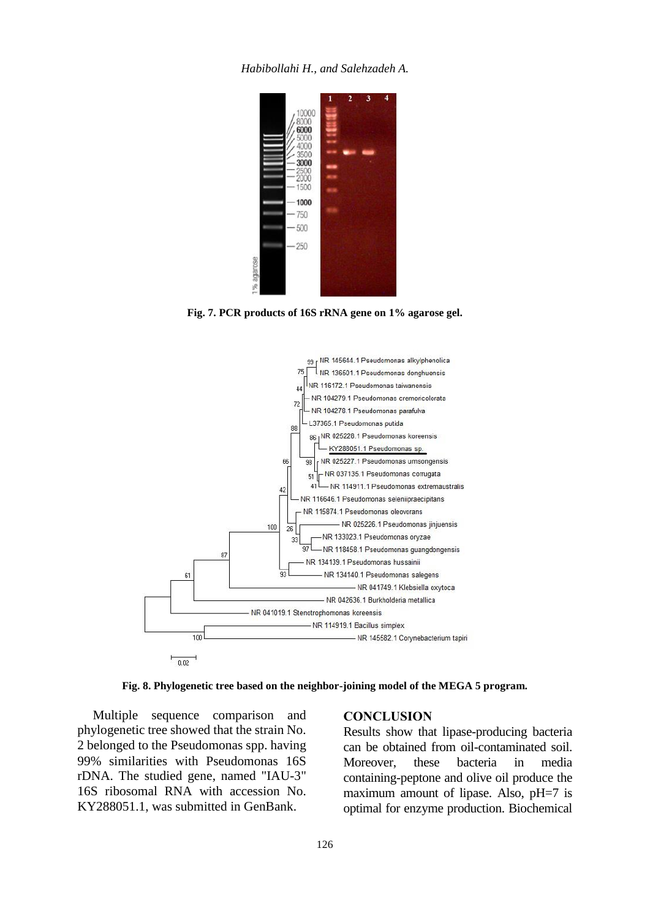Fig. 7. PCR products of 16S rRNA gene on 1% agarose gel.

Fig. 8. Phylogenetic tree based on the neighbor-joining model of the MEGA 5 program.

Multiple sequence comparison and phylogenetic tree showed that the strain No. 2 belonged to the Pseudomonas spp. having 99% similarities with Pseudomonas 16S rDNA. The studied gene, named "IAU-3" 16S ribosomal RNA with accession No. KY288051.1, was submitted in GenBank.

## CONCLUSION

Results show that lipase-producing bacteria can be obtained from oil-contaminated soil. Moreover, these bacteria in media containing-peptone and olive oil produce the maximum amount of lipase. Also, pH=7 is optimal for enzyme production. Biochemical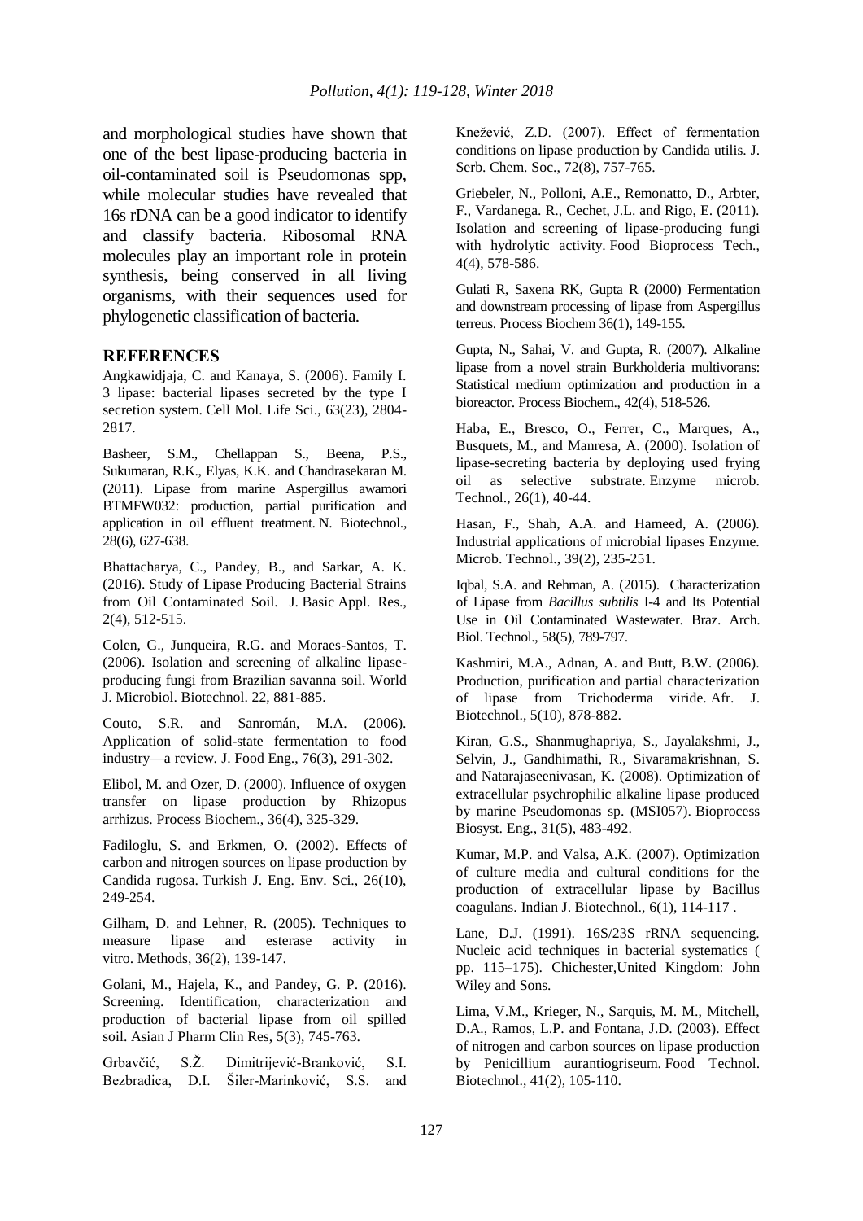and morphological studies have shown that one of the best lipase-producing bacteria in oil-contaminated soil is Pseudomonas spp, while molecular studies have revealed that 16s rDNA can be a good indicator to identify and classify bacteria. Ribosomal RNA molecules play an important role in protein synthesis, being conserved in all living organisms, with their sequences used for phylogenetic classification of bacteria.

## REFERENCES

Angkawidjaja, C. and Kanaya, S. (2006). Family I. 3 lipase: bacterial lipases secreted by the type I secretion system. Cell Mol. Life Sci., 63(23), 2804-2817.

Basheer, S.M., Chellappan S., Beena, P.S., Sukumaran, R.K., Elyas, K.K. and Chandrasekaran M. (2011). Lipase from marine Aspergillus awamori BTMFW032: production, partial purification and application in oil effluent treatment. N. Biotechnol., 28(6), 627-638.

Bhattacharya, C., Pandey, B., and Sarkar, A. K. (2016). Study of Lipase Producing Bacterial Strains from Oil Contaminated Soil. J. Basic Appl. Res., 2(4), 512-515.

Colen, G., Junqueira, R.G. and Moraes-Santos, T. (2006). Isolation and screening of alkaline lipase-producing fungi from Brazilian savanna soil. World J. Microbiol. Biotechnol. 22, 881-885.

Couto, S.R. and Sanromán, M.A. (2006). Application of solid-state fermentation to food industry—a review. J. Food Eng., 76(3), 291-302.

Elibol, M. and Ozer, D. (2000). Influence of oxygen transfer on lipase production by Rhizopus arrhizus. Process Biochem., 36(4), 325-329.

Fadiloglu, S. and Erkmen, O. (2002). Effects of carbon and nitrogen sources on lipase production by Candida rugosa. Turkish J. Eng. Env. Sci., 26(10), 249-254.

Gilham, D. and Lehner, R. (2005). Techniques to measure lipase and esterase activity in vitro. Methods, 36(2), 139-147.

Golani, M., Hajela, K., and Pandey, G. P. (2016). Screening. Identification, characterization and production of bacterial lipase from oil spilled soil. Asian J Pharm Clin Res, 5(3), 745-763.

Grbavčić, S.Ž. Dimitrijević-Branković, S.I. Bezbradica, D.I. Šiler-Marinković, S.S. and Knežević, Z.D. (2007). Effect of fermentation conditions on lipase production by Candida utilis. J. Serb. Chem. Soc., 72(8), 757-765.

Griebeler, N., Polloni, A.E., Remonatto, D., Arbter, F., Vardanega. R., Cechet, J.L. and Rigo, E. (2011). Isolation and screening of lipase-producing fungi with hydrolytic activity. Food Bioprocess Tech., 4(4), 578-586.

Gulati R, Saxena RK, Gupta R (2000) Fermentation and downstream processing of lipase from Aspergillus terreus. Process Biochem 36(1), 149-155.

Gupta, N., Sahai, V. and Gupta, R. (2007). Alkaline lipase from a novel strain Burkholderia multivorans: Statistical medium optimization and production in a bioreactor. Process Biochem., 42(4), 518-526.

Haba, E., Bresco, O., Ferrer, C., Marques, A., Busquets, M., and Manresa, A. (2000). Isolation of lipase-secreting bacteria by deploying used frying oil as selective substrate. Enzyme microb. Technol., 26(1), 40-44.

Hasan, F., Shah, A.A. and Hameed, A. (2006). Industrial applications of microbial lipases Enzyme. Microb. Technol., 39(2), 235-251.

Iqbal, S.A. and Rehman, A. (2015). Characterization of Lipase from *Bacillus subtilis* I-4 and Its Potential Use in Oil Contaminated Wastewater. Braz. Arch. Biol. Technol., 58(5), 789-797.

Kashmiri, M.A., Adnan, A. and Butt, B.W. (2006). Production, purification and partial characterization of lipase from Trichoderma viride. Afr. J. Biotechnol., 5(10), 878-882.

Kiran, G.S., Shanmughapriya, S., Jayalakshmi, J., Selvin, J., Gandhimathi, R., Sivaramakrishnan, S. and Natarajaseenivasan, K. (2008). Optimization of extracellular psychrophilic alkaline lipase produced by marine Pseudomonas sp. (MSI057). Bioprocess Biosyst. Eng., 31(5), 483-492.

Kumar, M.P. and Valsa, A.K. (2007). Optimization of culture media and cultural conditions for the production of extracellular lipase by Bacillus coagulans. Indian J. Biotechnol., 6(1), 114-117 .

Lane, D.J. (1991). 16S/23S rRNA sequencing. Nucleic acid techniques in bacterial systematics ( pp. 115–175). Chichester,United Kingdom: John Wiley and Sons.

Lima, V.M., Krieger, N., Sarquis, M. M., Mitchell, D.A., Ramos, L.P. and Fontana, J.D. (2003). Effect of nitrogen and carbon sources on lipase production by Penicillium aurantiogriseum. Food Technol. Biotechnol., 41(2), 105-110.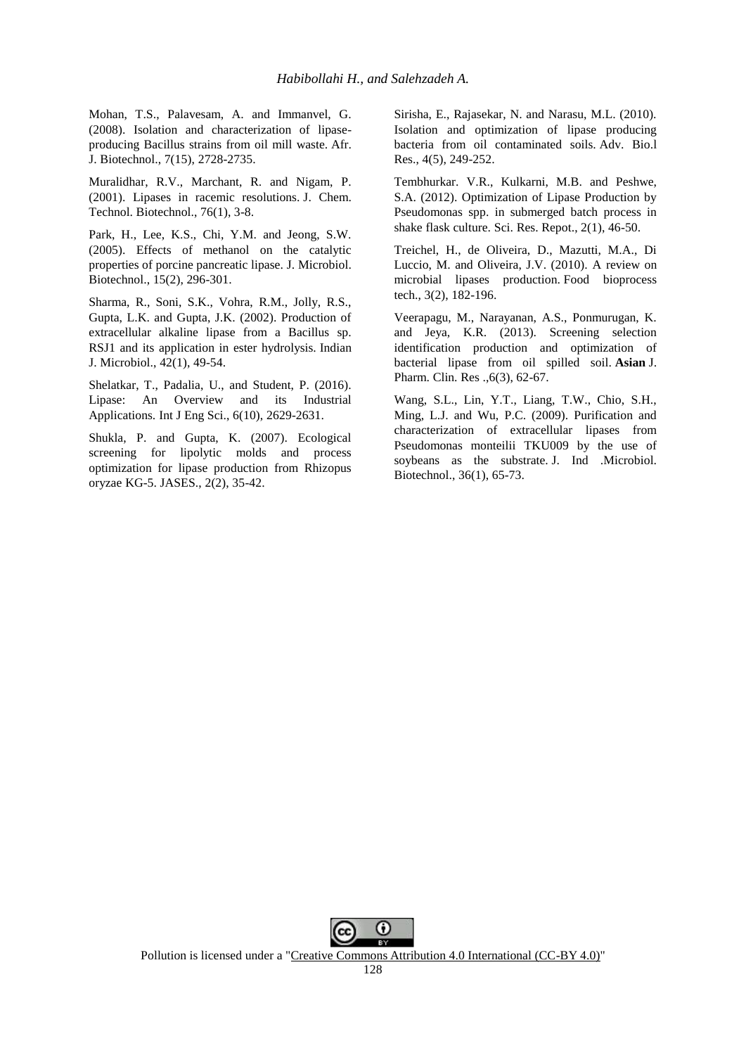Mohan, T.S., Palavesam, A. and Immanvel, G. (2008). Isolation and characterization of lipase-producing Bacillus strains from oil mill waste. Afr. J. Biotechnol., 7(15), 2728-2735.

Muralidhar, R.V., Marchant, R. and Nigam, P. (2001). Lipases in racemic resolutions. J. Chem. Technol. Biotechnol., 76(1), 3-8.

Park, H., Lee, K.S., Chi, Y.M. and Jeong, S.W. (2005). Effects of methanol on the catalytic properties of porcine pancreatic lipase. J. Microbiol. Biotechnol., 15(2), 296-301.

Sharma, R., Soni, S.K., Vohra, R.M., Jolly, R.S., Gupta, L.K. and Gupta, J.K. (2002). Production of extracellular alkaline lipase from a Bacillus sp. RSJ1 and its application in ester hydrolysis. Indian J. Microbiol., 42(1), 49-54.

Shelatkar, T., Padalia, U., and Student, P. (2016). Lipase: An Overview and its Industrial Applications. Int J Eng Sci., 6(10), 2629-2631.

Shukla, P. and Gupta, K. (2007). Ecological screening for lipolytic molds and process optimization for lipase production from Rhizopus oryzae KG-5. JASES., 2(2), 35-42.

Sirisha, E., Rajasekar, N. and Narasu, M.L. (2010). Isolation and optimization of lipase producing bacteria from oil contaminated soils. Adv. Bio.l Res., 4(5), 249-252.

Tembhurkar. V.R., Kulkarni, M.B. and Peshwe, S.A. (2012). Optimization of Lipase Production by Pseudomonas spp. in submerged batch process in shake flask culture. Sci. Res. Repot., 2(1), 46-50.

Treichel, H., de Oliveira, D., Mazutti, M.A., Di Luccio, M. and Oliveira, J.V. (2010). A review on microbial lipases production. Food bioprocess tech., 3(2), 182-196.

Veerapagu, M., Narayanan, A.S., Ponmurugan, K. and Jeya, K.R. (2013). Screening selection identification production and optimization of bacterial lipase from oil spilled soil. **Asian** J. Pharm. Clin. Res .,6(3), 62-67.

Wang, S.L., Lin, Y.T., Liang, T.W., Chio, S.H., Ming, L.J. and Wu, P.C. (2009). Purification and characterization of extracellular lipases from Pseudomonas monteilii TKU009 by the use of soybeans as the substrate. J. Ind .Microbiol. Biotechnol., 36(1), 65-73.

Pollution is licensed under a "Creative Commons Attribution 4.0 International (CC-BY 4.0)"